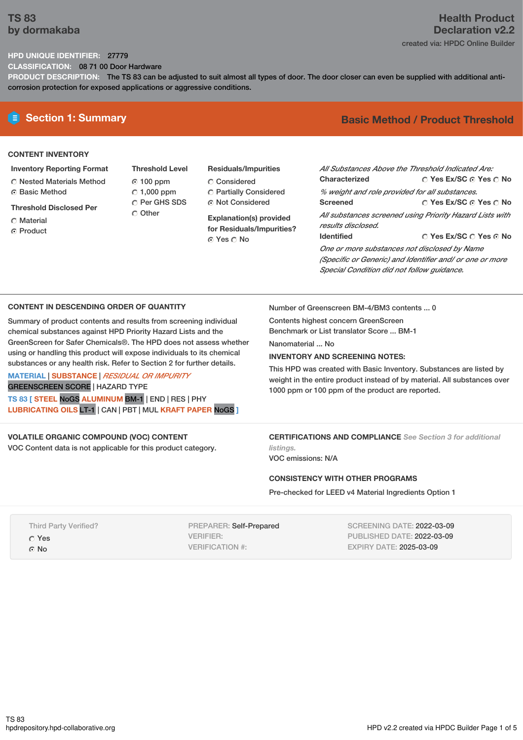# TS 83
by dormakaba

**Health Product Declaration v2.2**

created via: HPDC Online Builder

**HPD UNIQUE IDENTIFIER:** 27779

**CLASSIFICATION:** 08 71 00 Door Hardware

**PRODUCT DESCRIPTION:** The TS 83 can be adjusted to suit almost all types of door. The door closer can even be supplied with additional anti-corrosion protection for exposed applications or aggressive conditions.

## Section 1: Summary

**Basic Method / Product Threshold**

### CONTENT INVENTORY

**Inventory Reporting Format**

- ○ Nested Materials Method
- ● Basic Method

**Threshold Disclosed Per**

- ○ Material
- ● Product

**Threshold Level**

- ● 100 ppm
- ○ 1,000 ppm
- ○ Per GHS SDS
- ○ Other

**Residuals/Impurities**

- ○ Considered
- ○ Partially Considered
- ● Not Considered

**Explanation(s) provided for Residuals/Impurities?**

● Yes ○ No

*All Substances Above the Threshold Indicated Are:*

**Characterized** ○ Yes Ex/SC ● Yes ○ No

*% weight and role provided for all substances.*

**Screened** ○ Yes Ex/SC ● Yes ○ No

*All substances screened using Priority Hazard Lists with results disclosed.*

**Identified** ○ Yes Ex/SC ○ Yes ● No

*One or more substances not disclosed by Name (Specific or Generic) and Identifier and/ or one or more Special Condition did not follow guidance.*

### CONTENT IN DESCENDING ORDER OF QUANTITY

Summary of product contents and results from screening individual chemical substances against HPD Priority Hazard Lists and the GreenScreen for Safer Chemicals®. The HPD does not assess whether using or handling this product will expose individuals to its chemical substances or any health risk. Refer to Section 2 for further details.

MATERIAL | SUBSTANCE | *RESIDUAL OR IMPURITY*
GREENSCREEN SCORE | HAZARD TYPE

TS 83 [ STEEL NoGS ALUMINUM BM-1 | END | RES | PHY LUBRICATING OILS LT-1 | CAN | PBT | MUL KRAFT PAPER NoGS ]

Number of Greenscreen BM-4/BM3 contents ... 0

Contents highest concern GreenScreen Benchmark or List translator Score ... BM-1

Nanomaterial ... No

**INVENTORY AND SCREENING NOTES:**

This HPD was created with Basic Inventory. Substances are listed by weight in the entire product instead of by material. All substances over 1000 ppm or 100 ppm of the product are reported.

### VOLATILE ORGANIC COMPOUND (VOC) CONTENT

VOC Content data is not applicable for this product category.

### CERTIFICATIONS AND COMPLIANCE *See Section 3 for additional listings.*

VOC emissions: N/A

### CONSISTENCY WITH OTHER PROGRAMS

Pre-checked for LEED v4 Material Ingredients Option 1

Third Party Verified?

- ○ Yes
- ● No

PREPARER: Self-Prepared
VERIFIER:
VERIFICATION #:

SCREENING DATE: 2022-03-09
PUBLISHED DATE: 2022-03-09
EXPIRY DATE: 2025-03-09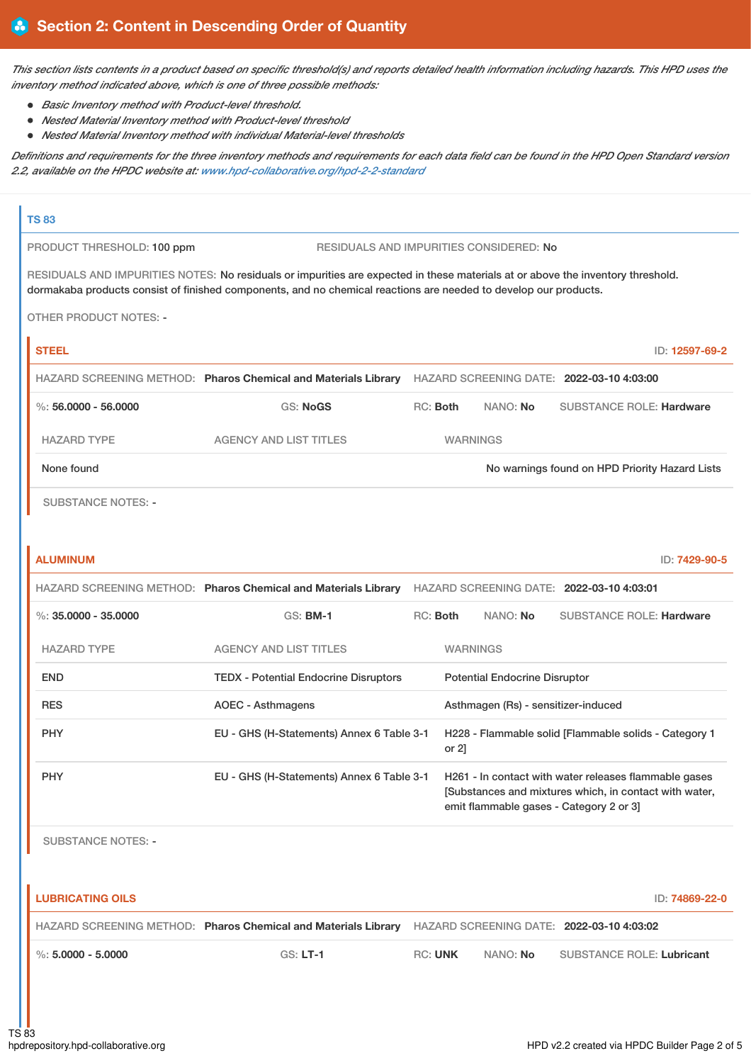## Section 2: Content in Descending Order of Quantity

*This section lists contents in a product based on specific threshold(s) and reports detailed health information including hazards. This HPD uses the inventory method indicated above, which is one of three possible methods:*

- *Basic Inventory method with Product-level threshold.*
- *Nested Material Inventory method with Product-level threshold*
- *Nested Material Inventory method with individual Material-level thresholds*

*Definitions and requirements for the three inventory methods and requirements for each data field can be found in the HPD Open Standard version 2.2, available on the HPDC website at: www.hpd-collaborative.org/hpd-2-2-standard*

### TS 83

PRODUCT THRESHOLD: 100 ppm

RESIDUALS AND IMPURITIES CONSIDERED: No

RESIDUALS AND IMPURITIES NOTES: No residuals or impurities are expected in these materials at or above the inventory threshold. dormakaba products consist of finished components, and no chemical reactions are needed to develop our products.

OTHER PRODUCT NOTES: -

#### STEEL

ID: 12597-69-2

HAZARD SCREENING METHOD: **Pharos Chemical and Materials Library** HAZARD SCREENING DATE: **2022-03-10 4:03:00**

%: **56.0000 - 56.0000** GS: **NoGS** RC: **Both** NANO: **No** SUBSTANCE ROLE: **Hardware**

| HAZARD TYPE | AGENCY AND LIST TITLES | WARNINGS |
|---|---|---|
| None found | | No warnings found on HPD Priority Hazard Lists |

SUBSTANCE NOTES: -

#### ALUMINUM

ID: 7429-90-5

HAZARD SCREENING METHOD: **Pharos Chemical and Materials Library** HAZARD SCREENING DATE: **2022-03-10 4:03:01**

%: **35.0000 - 35.0000** GS: **BM-1** RC: **Both** NANO: **No** SUBSTANCE ROLE: **Hardware**

| HAZARD TYPE | AGENCY AND LIST TITLES | WARNINGS |
|---|---|---|
| END | TEDX - Potential Endocrine Disruptors | Potential Endocrine Disruptor |
| RES | AOEC - Asthmagens | Asthmagen (Rs) - sensitizer-induced |
| PHY | EU - GHS (H-Statements) Annex 6 Table 3-1 | H228 - Flammable solid [Flammable solids - Category 1 or 2] |
| PHY | EU - GHS (H-Statements) Annex 6 Table 3-1 | H261 - In contact with water releases flammable gases [Substances and mixtures which, in contact with water, emit flammable gases - Category 2 or 3] |

SUBSTANCE NOTES: -

#### LUBRICATING OILS

ID: 74869-22-0

HAZARD SCREENING METHOD: **Pharos Chemical and Materials Library** HAZARD SCREENING DATE: **2022-03-10 4:03:02**

%: **5.0000 - 5.0000** GS: **LT-1** RC: **UNK** NANO: **No** SUBSTANCE ROLE: **Lubricant**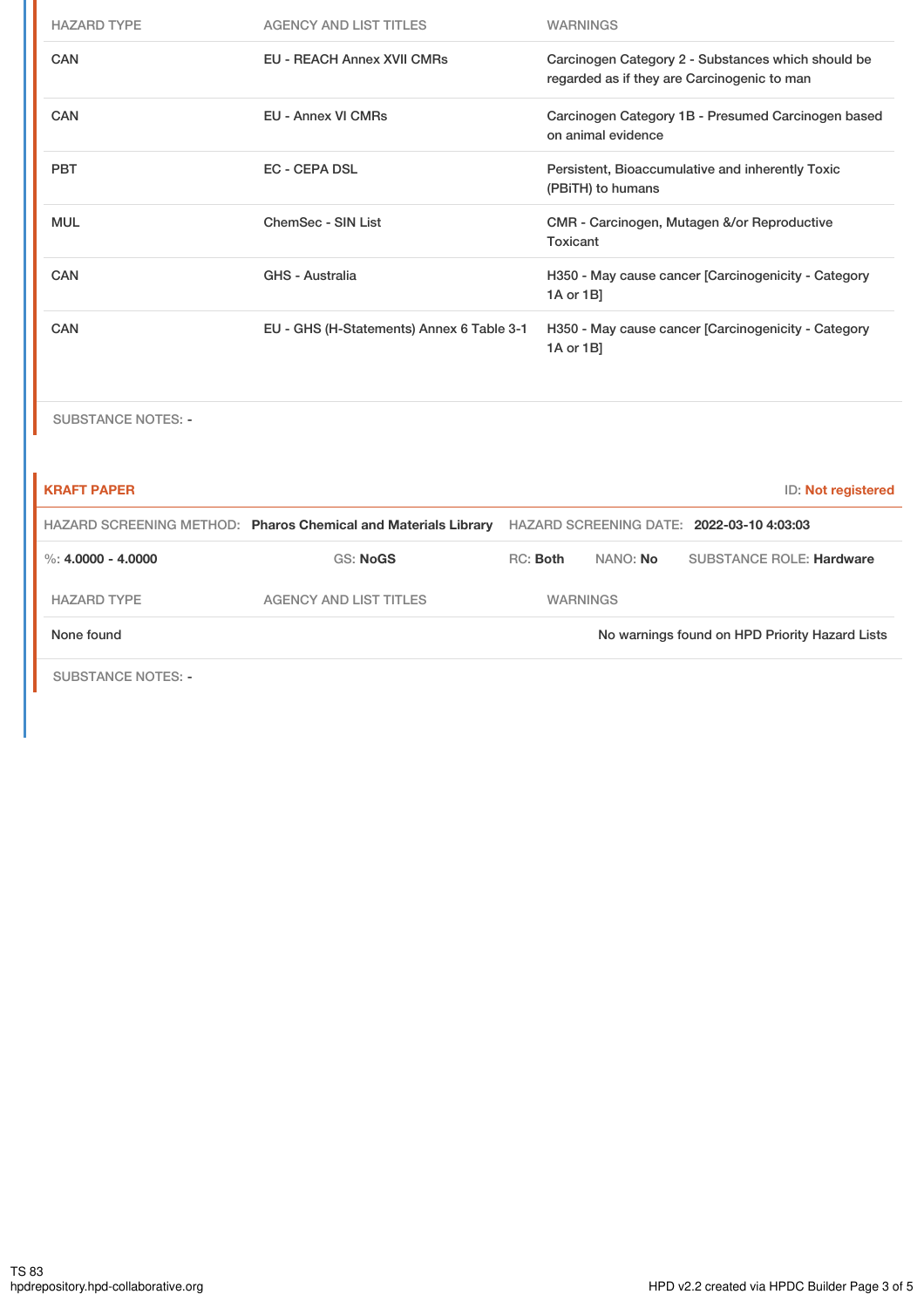| HAZARD TYPE | AGENCY AND LIST TITLES | WARNINGS |
|---|---|---|
| CAN | EU - REACH Annex XVII CMRs | Carcinogen Category 2 - Substances which should be regarded as if they are Carcinogenic to man |
| CAN | EU - Annex VI CMRs | Carcinogen Category 1B - Presumed Carcinogen based on animal evidence |
| PBT | EC - CEPA DSL | Persistent, Bioaccumulative and inherently Toxic (PBiTH) to humans |
| MUL | ChemSec - SIN List | CMR - Carcinogen, Mutagen &/or Reproductive Toxicant |
| CAN | GHS - Australia | H350 - May cause cancer [Carcinogenicity - Category 1A or 1B] |
| CAN | EU - GHS (H-Statements) Annex 6 Table 3-1 | H350 - May cause cancer [Carcinogenicity - Category 1A or 1B] |

SUBSTANCE NOTES: -

**KRAFT PAPER** ID: **Not registered**

HAZARD SCREENING METHOD: **Pharos Chemical and Materials Library** HAZARD SCREENING DATE: **2022-03-10 4:03:03**

%: **4.0000 - 4.0000** GS: **NoGS** RC: **Both** NANO: **No** SUBSTANCE ROLE: **Hardware**

| HAZARD TYPE | AGENCY AND LIST TITLES | WARNINGS |
|---|---|---|
| None found | | No warnings found on HPD Priority Hazard Lists |

SUBSTANCE NOTES: -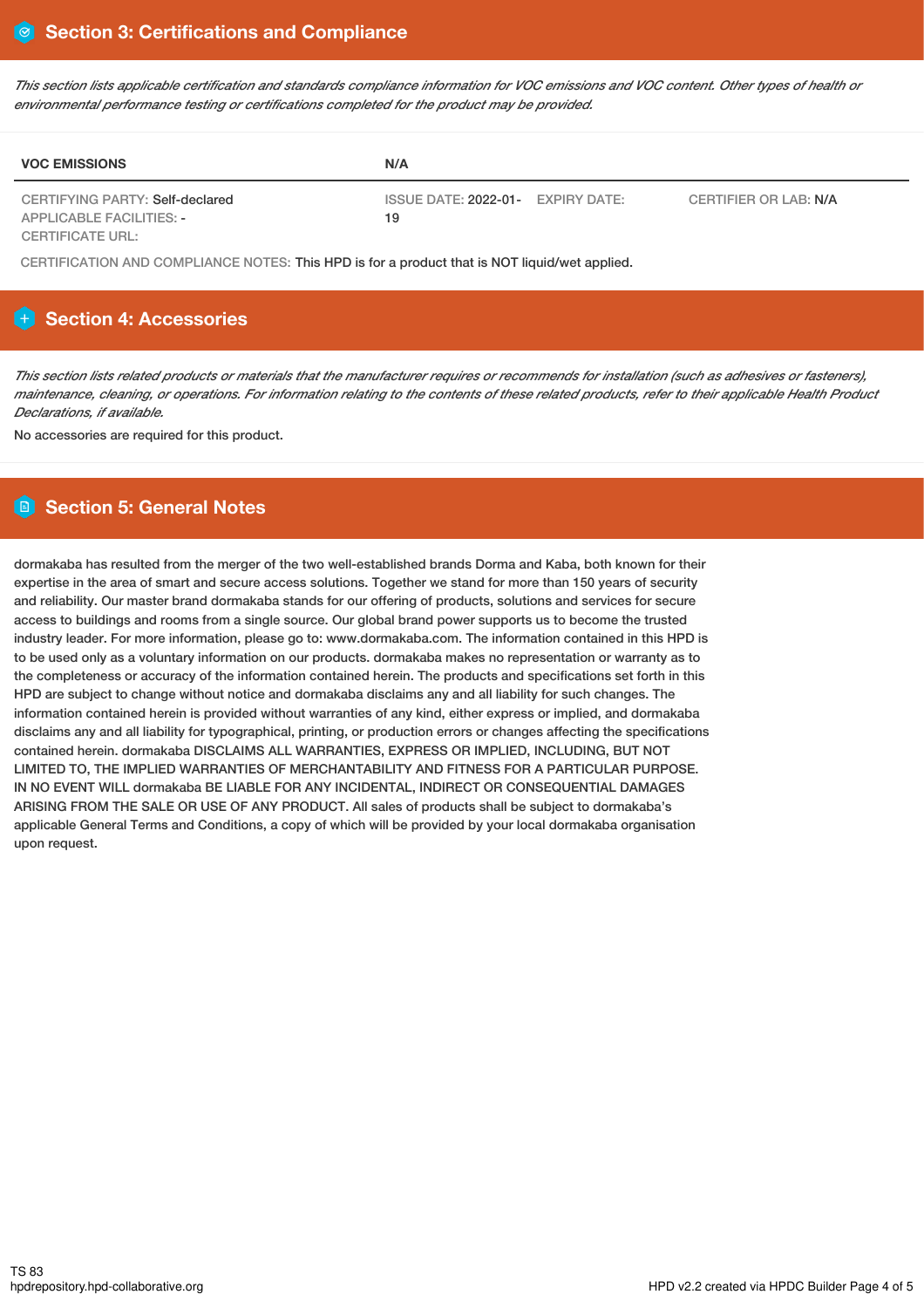## Section 3: Certifications and Compliance

*This section lists applicable certification and standards compliance information for VOC emissions and VOC content. Other types of health or environmental performance testing or certifications completed for the product may be provided.*

| VOC EMISSIONS | N/A | | |
|---|---|---|---|
| CERTIFYING PARTY: Self-declared<br>APPLICABLE FACILITIES: -<br>CERTIFICATE URL: | ISSUE DATE: 2022-01-19 | EXPIRY DATE: | CERTIFIER OR LAB: N/A |

CERTIFICATION AND COMPLIANCE NOTES: This HPD is for a product that is NOT liquid/wet applied.

## Section 4: Accessories

*This section lists related products or materials that the manufacturer requires or recommends for installation (such as adhesives or fasteners), maintenance, cleaning, or operations. For information relating to the contents of these related products, refer to their applicable Health Product Declarations, if available.*

No accessories are required for this product.

## Section 5: General Notes

dormakaba has resulted from the merger of the two well-established brands Dorma and Kaba, both known for their expertise in the area of smart and secure access solutions. Together we stand for more than 150 years of security and reliability. Our master brand dormakaba stands for our offering of products, solutions and services for secure access to buildings and rooms from a single source. Our global brand power supports us to become the trusted industry leader. For more information, please go to: www.dormakaba.com. The information contained in this HPD is to be used only as a voluntary information on our products. dormakaba makes no representation or warranty as to the completeness or accuracy of the information contained herein. The products and specifications set forth in this HPD are subject to change without notice and dormakaba disclaims any and all liability for such changes. The information contained herein is provided without warranties of any kind, either express or implied, and dormakaba disclaims any and all liability for typographical, printing, or production errors or changes affecting the specifications contained herein. dormakaba DISCLAIMS ALL WARRANTIES, EXPRESS OR IMPLIED, INCLUDING, BUT NOT LIMITED TO, THE IMPLIED WARRANTIES OF MERCHANTABILITY AND FITNESS FOR A PARTICULAR PURPOSE. IN NO EVENT WILL dormakaba BE LIABLE FOR ANY INCIDENTAL, INDIRECT OR CONSEQUENTIAL DAMAGES ARISING FROM THE SALE OR USE OF ANY PRODUCT. All sales of products shall be subject to dormakaba's applicable General Terms and Conditions, a copy of which will be provided by your local dormakaba organisation upon request.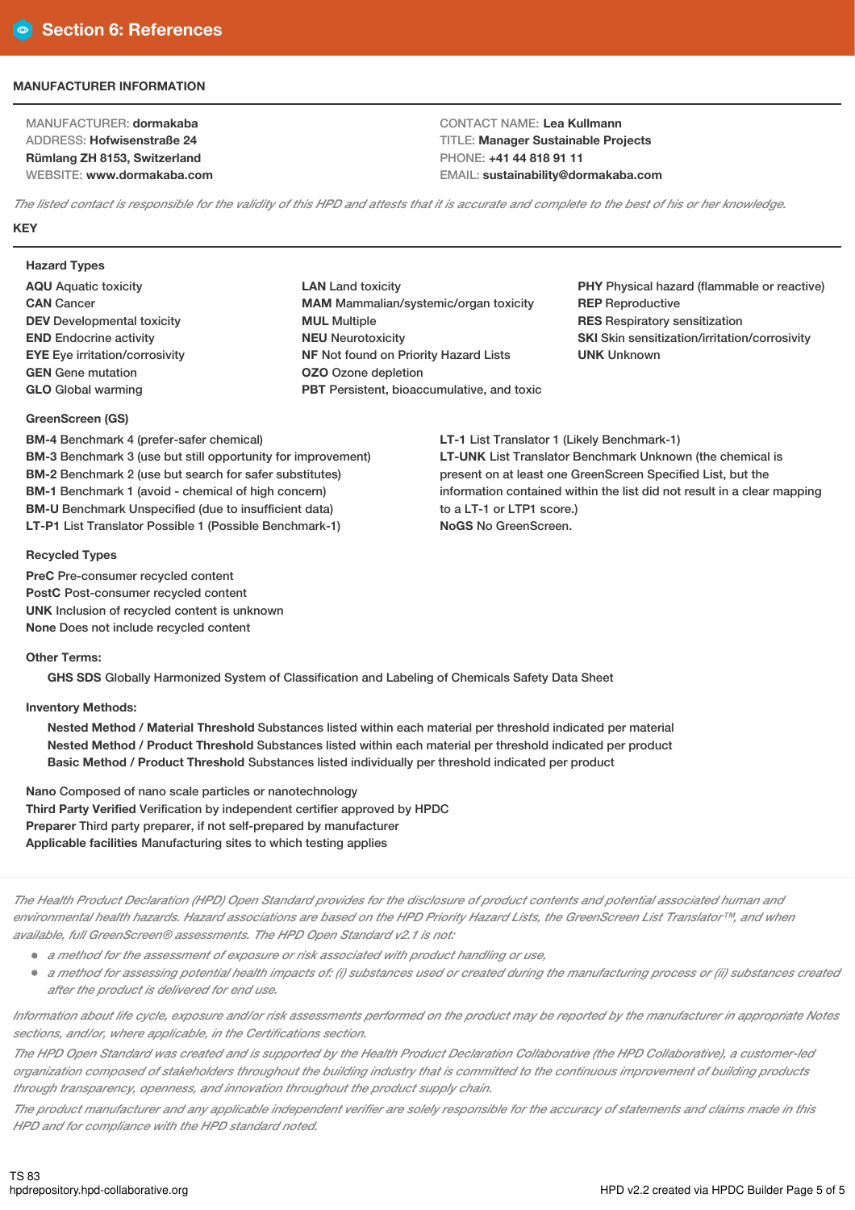## Section 6: References

### MANUFACTURER INFORMATION

MANUFACTURER: **dormakaba**
ADDRESS: **Hofwisenstraße 24**
**Rümlang ZH 8153, Switzerland**
WEBSITE: **www.dormakaba.com**

CONTACT NAME: **Lea Kullmann**
TITLE: **Manager Sustainable Projects**
PHONE: **+41 44 818 91 11**
EMAIL: **sustainability@dormakaba.com**

*The listed contact is responsible for the validity of this HPD and attests that it is accurate and complete to the best of his or her knowledge.*

### KEY

**Hazard Types**

**AQU** Aquatic toxicity
**CAN** Cancer
**DEV** Developmental toxicity
**END** Endocrine activity
**EYE** Eye irritation/corrosivity
**GEN** Gene mutation
**GLO** Global warming
**LAN** Land toxicity
**MAM** Mammalian/systemic/organ toxicity
**MUL** Multiple
**NEU** Neurotoxicity
**NF** Not found on Priority Hazard Lists
**OZO** Ozone depletion
**PBT** Persistent, bioaccumulative, and toxic
**PHY** Physical hazard (flammable or reactive)
**REP** Reproductive
**RES** Respiratory sensitization
**SKI** Skin sensitization/irritation/corrosivity
**UNK** Unknown

**GreenScreen (GS)**

**BM-4** Benchmark 4 (prefer-safer chemical)
**BM-3** Benchmark 3 (use but still opportunity for improvement)
**BM-2** Benchmark 2 (use but search for safer substitutes)
**BM-1** Benchmark 1 (avoid - chemical of high concern)
**BM-U** Benchmark Unspecified (due to insufficient data)
**LT-P1** List Translator Possible 1 (Possible Benchmark-1)
**LT-1** List Translator 1 (Likely Benchmark-1)
**LT-UNK** List Translator Benchmark Unknown (the chemical is present on at least one GreenScreen Specified List, but the information contained within the list did not result in a clear mapping to a LT-1 or LTP1 score.)
**NoGS** No GreenScreen.

**Recycled Types**

**PreC** Pre-consumer recycled content
**PostC** Post-consumer recycled content
**UNK** Inclusion of recycled content is unknown
**None** Does not include recycled content

**Other Terms:**

**GHS SDS** Globally Harmonized System of Classification and Labeling of Chemicals Safety Data Sheet

**Inventory Methods:**

**Nested Method / Material Threshold** Substances listed within each material per threshold indicated per material
**Nested Method / Product Threshold** Substances listed within each material per threshold indicated per product
**Basic Method / Product Threshold** Substances listed individually per threshold indicated per product

**Nano** Composed of nano scale particles or nanotechnology
**Third Party Verified** Verification by independent certifier approved by HPDC
**Preparer** Third party preparer, if not self-prepared by manufacturer
**Applicable facilities** Manufacturing sites to which testing applies

*The Health Product Declaration (HPD) Open Standard provides for the disclosure of product contents and potential associated human and environmental health hazards. Hazard associations are based on the HPD Priority Hazard Lists, the GreenScreen List Translator™, and when available, full GreenScreen® assessments. The HPD Open Standard v2.1 is not:*

- *a method for the assessment of exposure or risk associated with product handling or use,*
- *a method for assessing potential health impacts of: (i) substances used or created during the manufacturing process or (ii) substances created after the product is delivered for end use.*

*Information about life cycle, exposure and/or risk assessments performed on the product may be reported by the manufacturer in appropriate Notes sections, and/or, where applicable, in the Certifications section.*

*The HPD Open Standard was created and is supported by the Health Product Declaration Collaborative (the HPD Collaborative), a customer-led organization composed of stakeholders throughout the building industry that is committed to the continuous improvement of building products through transparency, openness, and innovation throughout the product supply chain.*

*The product manufacturer and any applicable independent verifier are solely responsible for the accuracy of statements and claims made in this HPD and for compliance with the HPD standard noted.*

TS 83